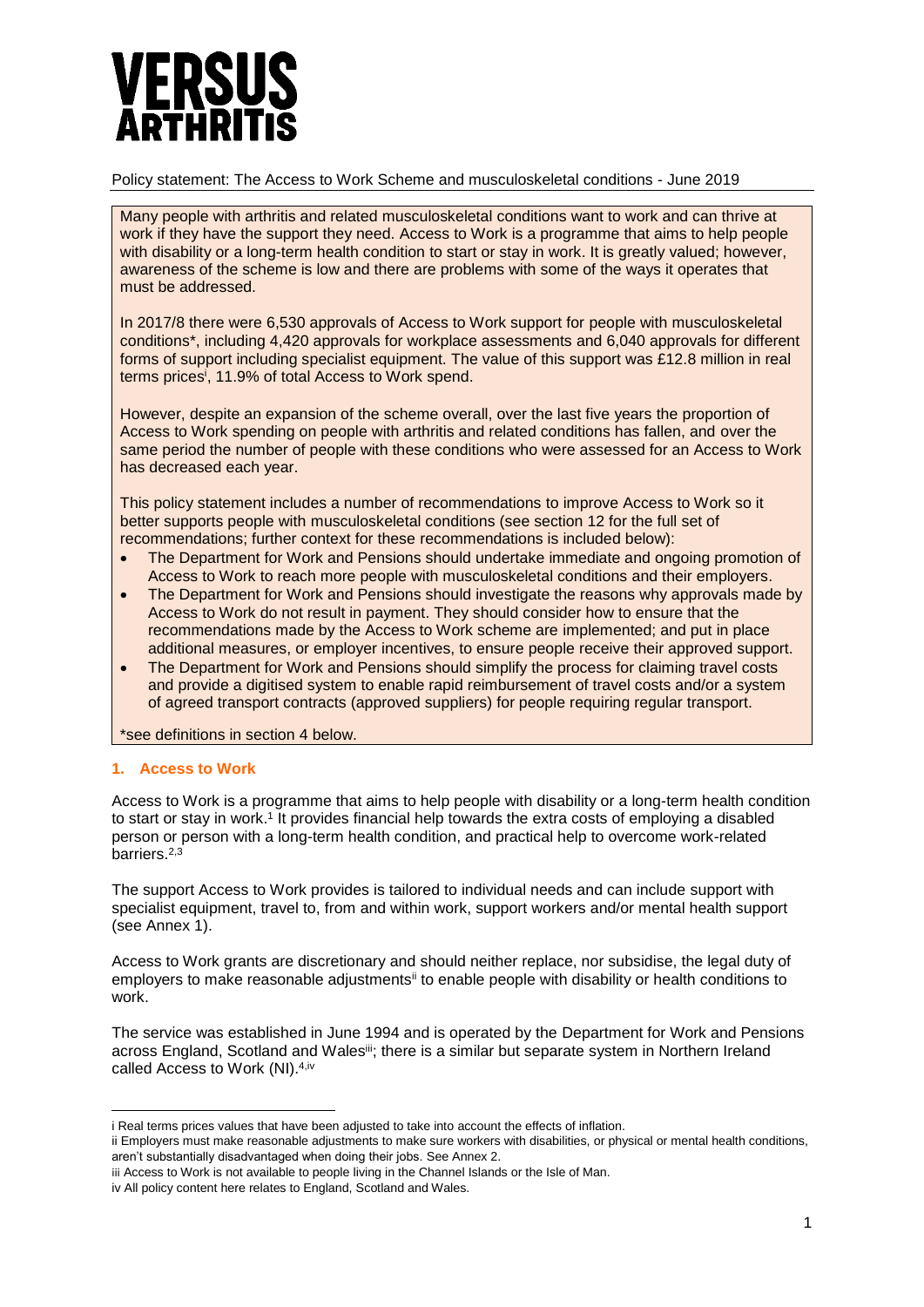# VERSUS ARTHRITIS

Policy statement: The Access to Work Scheme and musculoskeletal conditions - June 2019

Many people with arthritis and related musculoskeletal conditions want to work and can thrive at work if they have the support they need. Access to Work is a programme that aims to help people with disability or a long-term health condition to start or stay in work. It is greatly valued; however, awareness of the scheme is low and there are problems with some of the ways it operates that must be addressed.

In 2017/8 there were 6,530 approvals of Access to Work support for people with musculoskeletal conditions*, including 4,420 approvals for workplace assessments and 6,040 approvals for different forms of support including specialist equipment. The value of this support was £12.8 million in real terms prices[i], 11.9% of total Access to Work spend.

However, despite an expansion of the scheme overall, over the last five years the proportion of Access to Work spending on people with arthritis and related conditions has fallen, and over the same period the number of people with these conditions who were assessed for an Access to Work has decreased each year.

This policy statement includes a number of recommendations to improve Access to Work so it better supports people with musculoskeletal conditions (see section 12 for the full set of recommendations; further context for these recommendations is included below):

- The Department for Work and Pensions should undertake immediate and ongoing promotion of Access to Work to reach more people with musculoskeletal conditions and their employers.
- The Department for Work and Pensions should investigate the reasons why approvals made by Access to Work do not result in payment. They should consider how to ensure that the recommendations made by the Access to Work scheme are implemented; and put in place additional measures, or employer incentives, to ensure people receive their approved support.
- The Department for Work and Pensions should simplify the process for claiming travel costs and provide a digitised system to enable rapid reimbursement of travel costs and/or a system of agreed transport contracts (approved suppliers) for people requiring regular transport.

*see definitions in section 4 below.

## 1. Access to Work

Access to Work is a programme that aims to help people with disability or a long-term health condition to start or stay in work.[1] It provides financial help towards the extra costs of employing a disabled person or person with a long-term health condition, and practical help to overcome work-related barriers.[2,3]

The support Access to Work provides is tailored to individual needs and can include support with specialist equipment, travel to, from and within work, support workers and/or mental health support (see Annex 1).

Access to Work grants are discretionary and should neither replace, nor subsidise, the legal duty of employers to make reasonable adjustments[ii] to enable people with disability or health conditions to work.

The service was established in June 1994 and is operated by the Department for Work and Pensions across England, Scotland and Wales[iii]; there is a similar but separate system in Northern Ireland called Access to Work (NI).[4,iv]

---

i Real terms prices values that have been adjusted to take into account the effects of inflation.

ii Employers must make reasonable adjustments to make sure workers with disabilities, or physical or mental health conditions, aren't substantially disadvantaged when doing their jobs. See Annex 2.

iii Access to Work is not available to people living in the Channel Islands or the Isle of Man.

iv All policy content here relates to England, Scotland and Wales.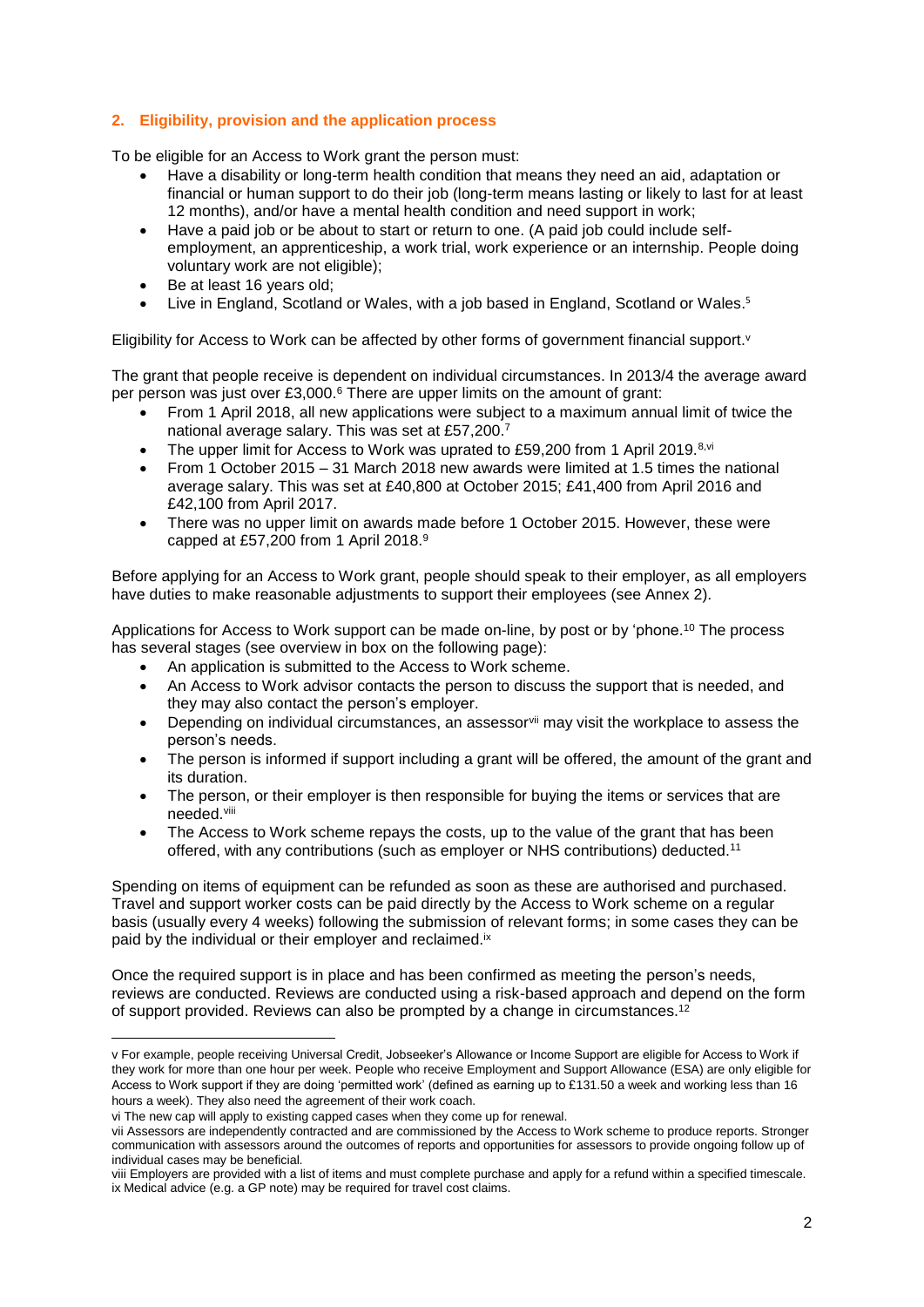## 2. Eligibility, provision and the application process

To be eligible for an Access to Work grant the person must:

- Have a disability or long-term health condition that means they need an aid, adaptation or financial or human support to do their job (long-term means lasting or likely to last for at least 12 months), and/or have a mental health condition and need support in work;
- Have a paid job or be about to start or return to one. (A paid job could include self-employment, an apprenticeship, a work trial, work experience or an internship. People doing voluntary work are not eligible);
- Be at least 16 years old;
- Live in England, Scotland or Wales, with a job based in England, Scotland or Wales.[5]

Eligibility for Access to Work can be affected by other forms of government financial support.[v]

The grant that people receive is dependent on individual circumstances. In 2013/4 the average award per person was just over £3,000.[6] There are upper limits on the amount of grant:

- From 1 April 2018, all new applications were subject to a maximum annual limit of twice the national average salary. This was set at £57,200.[7]
- The upper limit for Access to Work was uprated to £59,200 from 1 April 2019.[8,vi]
- From 1 October 2015 – 31 March 2018 new awards were limited at 1.5 times the national average salary. This was set at £40,800 at October 2015; £41,400 from April 2016 and £42,100 from April 2017.
- There was no upper limit on awards made before 1 October 2015. However, these were capped at £57,200 from 1 April 2018.[9]

Before applying for an Access to Work grant, people should speak to their employer, as all employers have duties to make reasonable adjustments to support their employees (see Annex 2).

Applications for Access to Work support can be made on-line, by post or by 'phone.[10] The process has several stages (see overview in box on the following page):

- An application is submitted to the Access to Work scheme.
- An Access to Work advisor contacts the person to discuss the support that is needed, and they may also contact the person's employer.
- Depending on individual circumstances, an assessor[vii] may visit the workplace to assess the person's needs.
- The person is informed if support including a grant will be offered, the amount of the grant and its duration.
- The person, or their employer is then responsible for buying the items or services that are needed.[viii]
- The Access to Work scheme repays the costs, up to the value of the grant that has been offered, with any contributions (such as employer or NHS contributions) deducted.[11]

Spending on items of equipment can be refunded as soon as these are authorised and purchased. Travel and support worker costs can be paid directly by the Access to Work scheme on a regular basis (usually every 4 weeks) following the submission of relevant forms; in some cases they can be paid by the individual or their employer and reclaimed.[ix]

Once the required support is in place and has been confirmed as meeting the person's needs, reviews are conducted. Reviews are conducted using a risk-based approach and depend on the form of support provided. Reviews can also be prompted by a change in circumstances.[12]

---

v For example, people receiving Universal Credit, Jobseeker's Allowance or Income Support are eligible for Access to Work if they work for more than one hour per week. People who receive Employment and Support Allowance (ESA) are only eligible for Access to Work support if they are doing 'permitted work' (defined as earning up to £131.50 a week and working less than 16 hours a week). They also need the agreement of their work coach.

vi The new cap will apply to existing capped cases when they come up for renewal.

vii Assessors are independently contracted and are commissioned by the Access to Work scheme to produce reports. Stronger communication with assessors around the outcomes of reports and opportunities for assessors to provide ongoing follow up of individual cases may be beneficial.

viii Employers are provided with a list of items and must complete purchase and apply for a refund within a specified timescale.

ix Medical advice (e.g. a GP note) may be required for travel cost claims.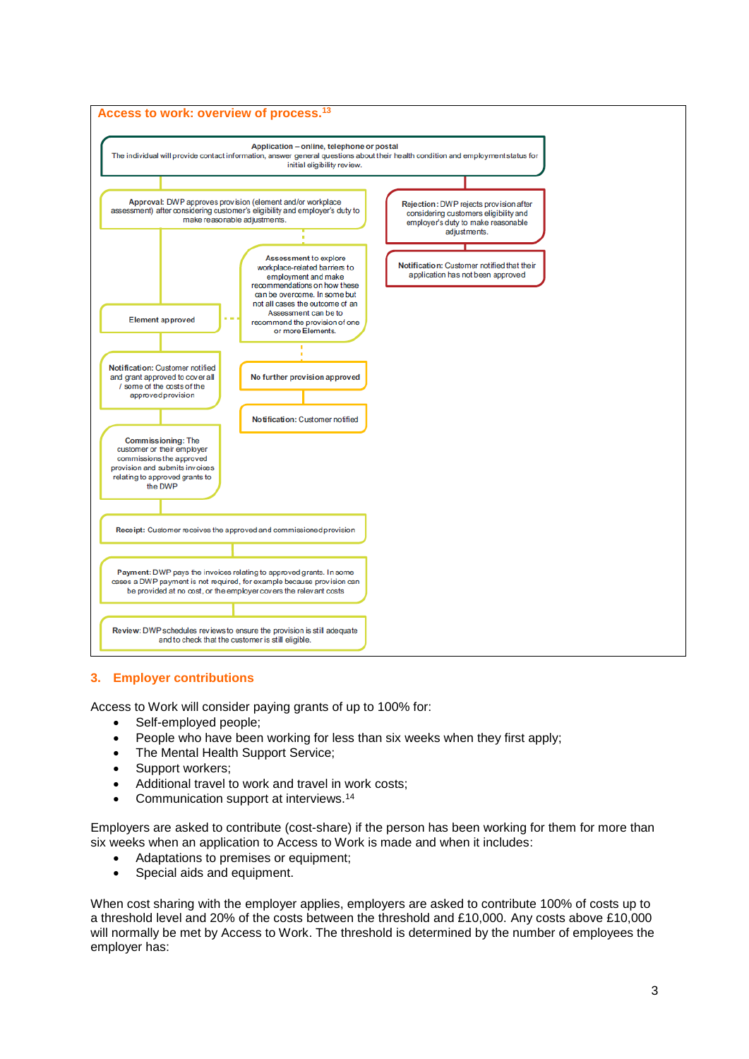**Access to work: overview of process.**[13]

**Application – online, telephone or postal**
The individual will provide contact information, answer general questions about their health condition and employment status for initial eligibility review.

**Approval:** DWP approves provision (element and/or workplace assessment) after considering customer's eligibility and employer's duty to make reasonable adjustments.

**Rejection:** DWP rejects provision after considering customers eligibility and employer's duty to make reasonable adjustments.

**Notification:** Customer notified that their application has not been approved

**Assessment** to explore workplace-related barriers to employment and make recommendations on how these can be overcome. In some but not all cases the outcome of an Assessment can be to recommend the provision of one or more Elements.

**Element approved**

**Notification:** Customer notified and grant approved to cover all / some of the costs of the approved provision

**No further provision approved**

**Notification:** Customer notified

**Commissioning:** The customer or their employer commissions the approved provision and submits invoices relating to approved grants to the DWP

**Receipt:** Customer receives the approved and commissioned provision

**Payment:** DWP pays the invoices relating to approved grants. In some cases a DWP payment is not required, for example because provision can be provided at no cost, or the employer covers the relevant costs

**Review:** DWP schedules reviews to ensure the provision is still adequate and to check that the customer is still eligible.

## 3. Employer contributions

Access to Work will consider paying grants of up to 100% for:

- Self-employed people;
- People who have been working for less than six weeks when they first apply;
- The Mental Health Support Service;
- Support workers;
- Additional travel to work and travel in work costs;
- Communication support at interviews.[14]

Employers are asked to contribute (cost-share) if the person has been working for them for more than six weeks when an application to Access to Work is made and when it includes:

- Adaptations to premises or equipment;
- Special aids and equipment.

When cost sharing with the employer applies, employers are asked to contribute 100% of costs up to a threshold level and 20% of the costs between the threshold and £10,000. Any costs above £10,000 will normally be met by Access to Work. The threshold is determined by the number of employees the employer has: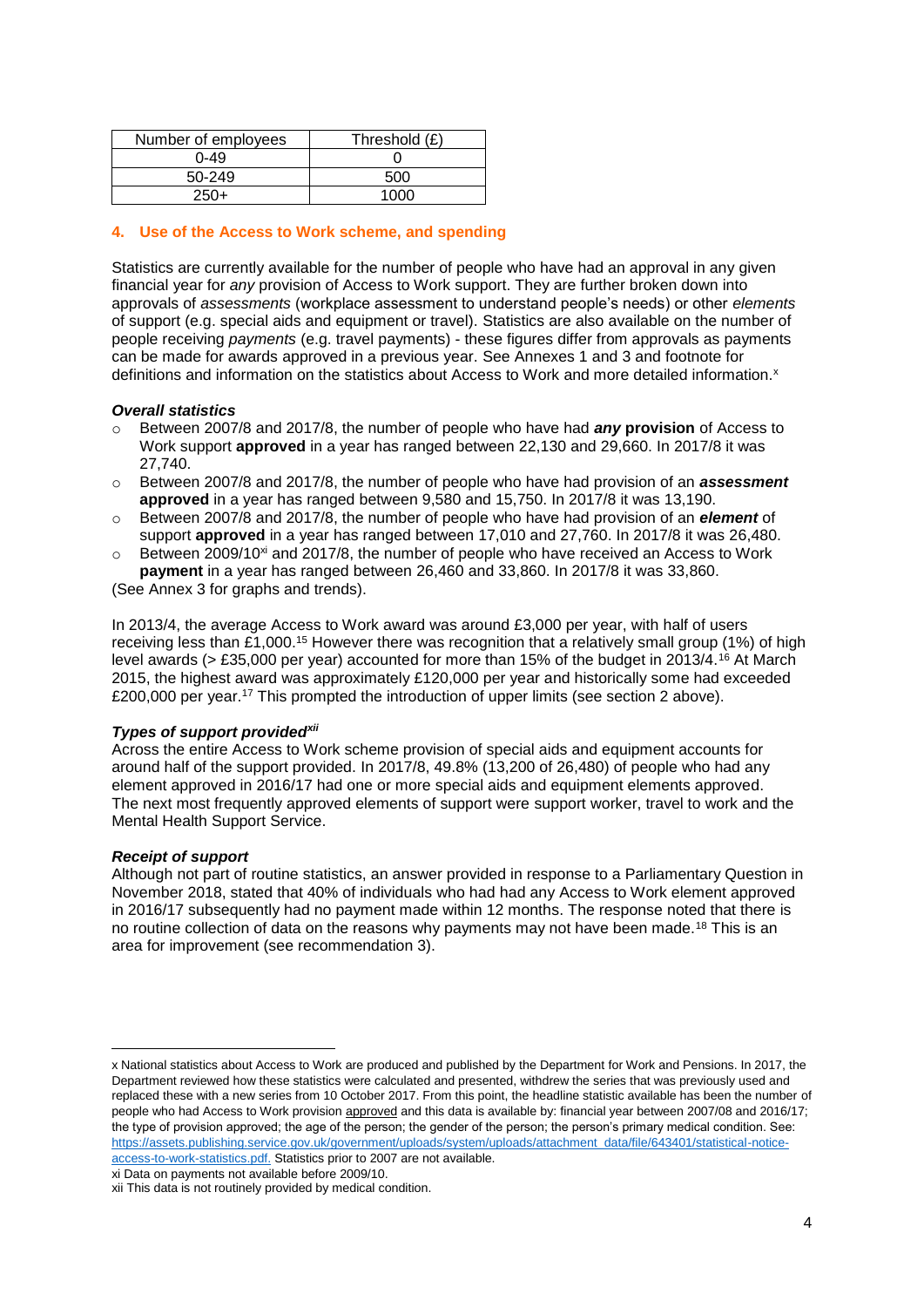| Number of employees | Threshold (£) |
| --- | --- |
| 0-49 | 0 |
| 50-249 | 500 |
| 250+ | 1000 |

## 4. Use of the Access to Work scheme, and spending

Statistics are currently available for the number of people who have had an approval in any given financial year for *any* provision of Access to Work support. They are further broken down into approvals of *assessments* (workplace assessment to understand people's needs) or other *elements* of support (e.g. special aids and equipment or travel). Statistics are also available on the number of people receiving *payments* (e.g. travel payments) - these figures differ from approvals as payments can be made for awards approved in a previous year. See Annexes 1 and 3 and footnote for definitions and information on the statistics about Access to Work and more detailed information.[x]

### *Overall statistics*

- Between 2007/8 and 2017/8, the number of people who have had ***any* provision** of Access to Work support **approved** in a year has ranged between 22,130 and 29,660. In 2017/8 it was 27,740.
- Between 2007/8 and 2017/8, the number of people who have had provision of an ***assessment* approved** in a year has ranged between 9,580 and 15,750. In 2017/8 it was 13,190.
- Between 2007/8 and 2017/8, the number of people who have had provision of an ***element*** of support **approved** in a year has ranged between 17,010 and 27,760. In 2017/8 it was 26,480.
- Between 2009/10[xi] and 2017/8, the number of people who have received an Access to Work **payment** in a year has ranged between 26,460 and 33,860. In 2017/8 it was 33,860.

(See Annex 3 for graphs and trends).

In 2013/4, the average Access to Work award was around £3,000 per year, with half of users receiving less than £1,000.[15] However there was recognition that a relatively small group (1%) of high level awards (> £35,000 per year) accounted for more than 15% of the budget in 2013/4.[16] At March 2015, the highest award was approximately £120,000 per year and historically some had exceeded £200,000 per year.[17] This prompted the introduction of upper limits (see section 2 above).

### *Types of support provided[xii]*

Across the entire Access to Work scheme provision of special aids and equipment accounts for around half of the support provided. In 2017/8, 49.8% (13,200 of 26,480) of people who had any element approved in 2016/17 had one or more special aids and equipment elements approved. The next most frequently approved elements of support were support worker, travel to work and the Mental Health Support Service.

### *Receipt of support*

Although not part of routine statistics, an answer provided in response to a Parliamentary Question in November 2018, stated that 40% of individuals who had had any Access to Work element approved in 2016/17 subsequently had no payment made within 12 months. The response noted that there is no routine collection of data on the reasons why payments may not have been made.[18] This is an area for improvement (see recommendation 3).

---

x National statistics about Access to Work are produced and published by the Department for Work and Pensions. In 2017, the Department reviewed how these statistics were calculated and presented, withdrew the series that was previously used and replaced these with a new series from 10 October 2017. From this point, the headline statistic available has been the number of people who had Access to Work provision approved and this data is available by: financial year between 2007/08 and 2016/17; the type of provision approved; the age of the person; the gender of the person; the person's primary medical condition. See: https://assets.publishing.service.gov.uk/government/uploads/system/uploads/attachment_data/file/643401/statistical-notice-access-to-work-statistics.pdf. Statistics prior to 2007 are not available.

xi Data on payments not available before 2009/10.

xii This data is not routinely provided by medical condition.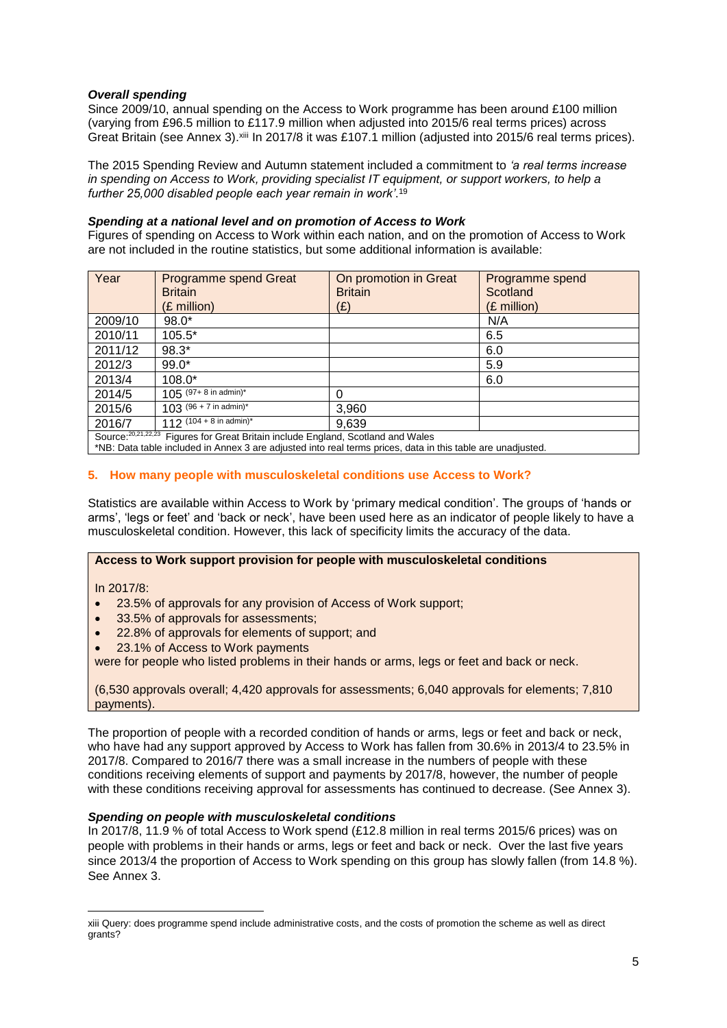***Overall spending***

Since 2009/10, annual spending on the Access to Work programme has been around £100 million (varying from £96.5 million to £117.9 million when adjusted into 2015/6 real terms prices) across Great Britain (see Annex 3).[xiii] In 2017/8 it was £107.1 million (adjusted into 2015/6 real terms prices).

The 2015 Spending Review and Autumn statement included a commitment to *'a real terms increase in spending on Access to Work, providing specialist IT equipment, or support workers, to help a further 25,000 disabled people each year remain in work'*.[19]

***Spending at a national level and on promotion of Access to Work***

Figures of spending on Access to Work within each nation, and on the promotion of Access to Work are not included in the routine statistics, but some additional information is available:

| Year | Programme spend Great Britain (£ million) | On promotion in Great Britain (£) | Programme spend Scotland (£ million) |
|---|---|---|---|
| 2009/10 | 98.0* | | N/A |
| 2010/11 | 105.5* | | 6.5 |
| 2011/12 | 98.3* | | 6.0 |
| 2012/3 | 99.0* | | 5.9 |
| 2013/4 | 108.0* | | 6.0 |
| 2014/5 | 105 (97+ 8 in admin)* | 0 | |
| 2015/6 | 103 (96 + 7 in admin)* | 3,960 | |
| 2016/7 | 112 (104 + 8 in admin)* | 9,639 | |

Source:[20,21,22,23] Figures for Great Britain include England, Scotland and Wales
*NB: Data table included in Annex 3 are adjusted into real terms prices, data in this table are unadjusted.

## 5. How many people with musculoskeletal conditions use Access to Work?

Statistics are available within Access to Work by 'primary medical condition'. The groups of 'hands or arms', 'legs or feet' and 'back or neck', have been used here as an indicator of people likely to have a musculoskeletal condition. However, this lack of specificity limits the accuracy of the data.

**Access to Work support provision for people with musculoskeletal conditions**

In 2017/8:

- 23.5% of approvals for any provision of Access of Work support;
- 33.5% of approvals for assessments;
- 22.8% of approvals for elements of support; and
- 23.1% of Access to Work payments

were for people who listed problems in their hands or arms, legs or feet and back or neck.

(6,530 approvals overall; 4,420 approvals for assessments; 6,040 approvals for elements; 7,810 payments).

The proportion of people with a recorded condition of hands or arms, legs or feet and back or neck, who have had any support approved by Access to Work has fallen from 30.6% in 2013/4 to 23.5% in 2017/8. Compared to 2016/7 there was a small increase in the numbers of people with these conditions receiving elements of support and payments by 2017/8, however, the number of people with these conditions receiving approval for assessments has continued to decrease. (See Annex 3).

***Spending on people with musculoskeletal conditions***

In 2017/8, 11.9 % of total Access to Work spend (£12.8 million in real terms 2015/6 prices) was on people with problems in their hands or arms, legs or feet and back or neck. Over the last five years since 2013/4 the proportion of Access to Work spending on this group has slowly fallen (from 14.8 %). See Annex 3.

---

xiii Query: does programme spend include administrative costs, and the costs of promotion the scheme as well as direct grants?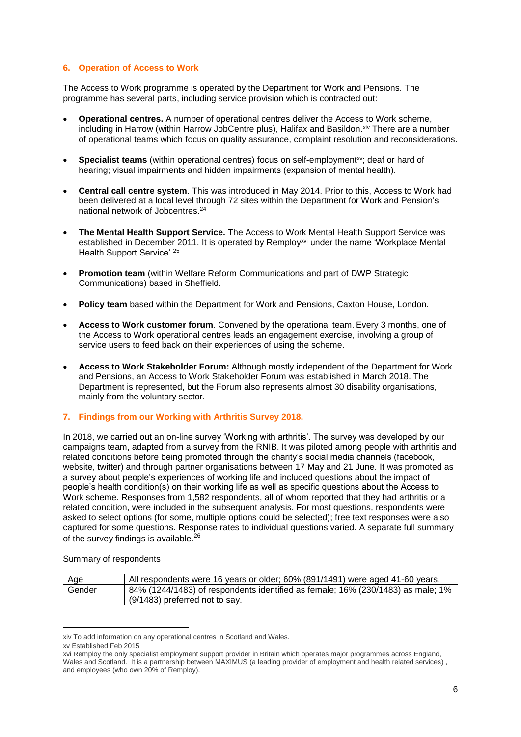## 6. Operation of Access to Work

The Access to Work programme is operated by the Department for Work and Pensions. The programme has several parts, including service provision which is contracted out:

- **Operational centres.** A number of operational centres deliver the Access to Work scheme, including in Harrow (within Harrow JobCentre plus), Halifax and Basildon.[xiv] There are a number of operational teams which focus on quality assurance, complaint resolution and reconsiderations.
- **Specialist teams** (within operational centres) focus on self-employment[xv]; deaf or hard of hearing; visual impairments and hidden impairments (expansion of mental health).
- **Central call centre system**. This was introduced in May 2014. Prior to this, Access to Work had been delivered at a local level through 72 sites within the Department for Work and Pension's national network of Jobcentres.[24]
- **The Mental Health Support Service.** The Access to Work Mental Health Support Service was established in December 2011. It is operated by Remploy[xvi] under the name 'Workplace Mental Health Support Service'.[25]
- **Promotion team** (within Welfare Reform Communications and part of DWP Strategic Communications) based in Sheffield.
- **Policy team** based within the Department for Work and Pensions, Caxton House, London.
- **Access to Work customer forum**. Convened by the operational team. Every 3 months, one of the Access to Work operational centres leads an engagement exercise, involving a group of service users to feed back on their experiences of using the scheme.
- **Access to Work Stakeholder Forum:** Although mostly independent of the Department for Work and Pensions, an Access to Work Stakeholder Forum was established in March 2018. The Department is represented, but the Forum also represents almost 30 disability organisations, mainly from the voluntary sector.

## 7. Findings from our Working with Arthritis Survey 2018.

In 2018, we carried out an on-line survey 'Working with arthritis'. The survey was developed by our campaigns team, adapted from a survey from the RNIB. It was piloted among people with arthritis and related conditions before being promoted through the charity's social media channels (facebook, website, twitter) and through partner organisations between 17 May and 21 June. It was promoted as a survey about people's experiences of working life and included questions about the impact of people's health condition(s) on their working life as well as specific questions about the Access to Work scheme. Responses from 1,582 respondents, all of whom reported that they had arthritis or a related condition, were included in the subsequent analysis. For most questions, respondents were asked to select options (for some, multiple options could be selected); free text responses were also captured for some questions. Response rates to individual questions varied. A separate full summary of the survey findings is available.[26]

Summary of respondents

| | |
|---|---|
| Age | All respondents were 16 years or older; 60% (891/1491) were aged 41-60 years. |
| Gender | 84% (1244/1483) of respondents identified as female; 16% (230/1483) as male; 1% (9/1483) preferred not to say. |

xiv To add information on any operational centres in Scotland and Wales.

xv Established Feb 2015

xvi Remploy the only specialist employment support provider in Britain which operates major programmes across England, Wales and Scotland. It is a partnership between MAXIMUS (a leading provider of employment and health related services) , and employees (who own 20% of Remploy).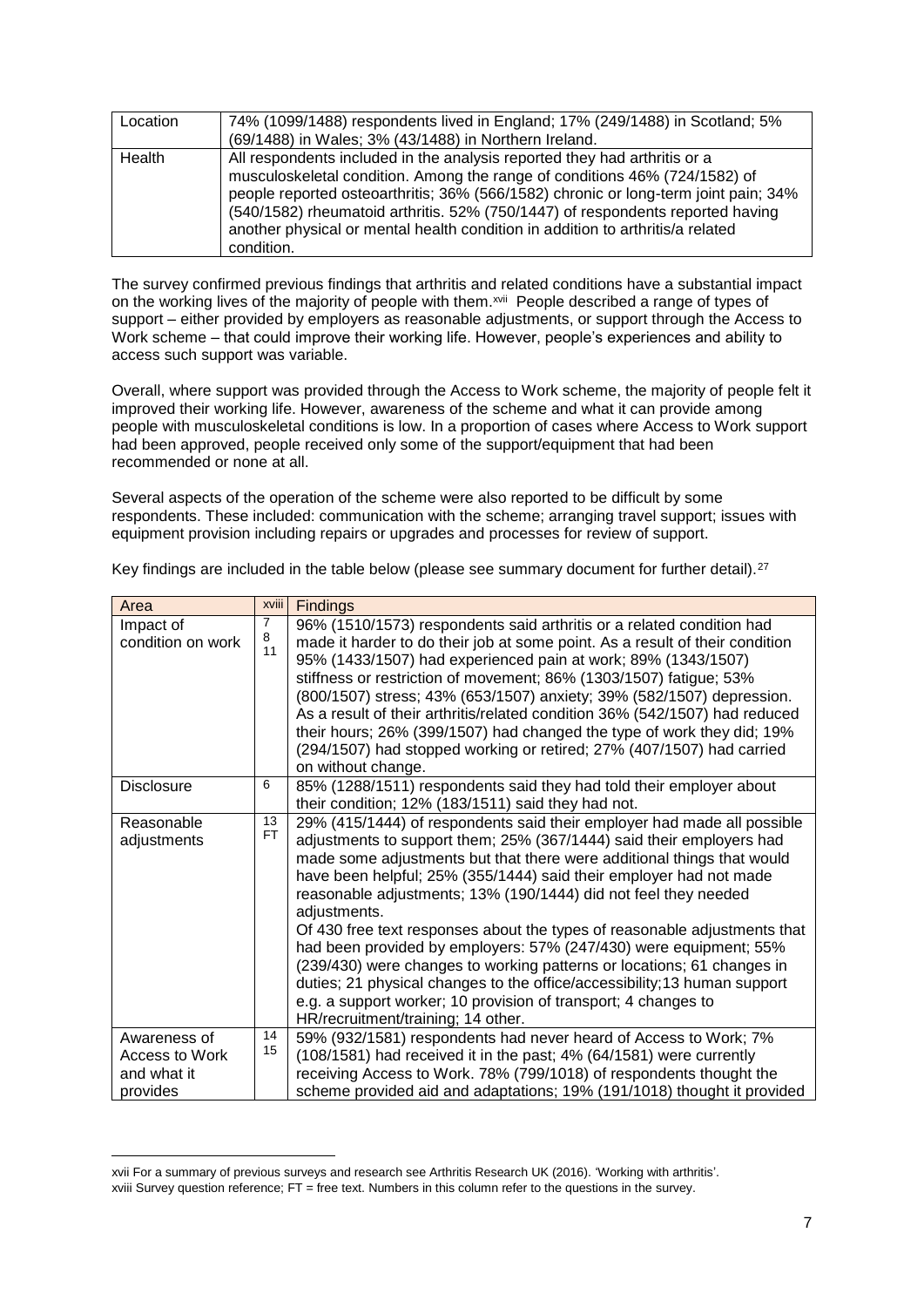| Location | 74% (1099/1488) respondents lived in England; 17% (249/1488) in Scotland; 5% (69/1488) in Wales; 3% (43/1488) in Northern Ireland. |
|---|---|
| Health | All respondents included in the analysis reported they had arthritis or a musculoskeletal condition. Among the range of conditions 46% (724/1582) of people reported osteoarthritis; 36% (566/1582) chronic or long-term joint pain; 34% (540/1582) rheumatoid arthritis. 52% (750/1447) of respondents reported having another physical or mental health condition in addition to arthritis/a related condition. |

The survey confirmed previous findings that arthritis and related conditions have a substantial impact on the working lives of the majority of people with them.[xvii] People described a range of types of support – either provided by employers as reasonable adjustments, or support through the Access to Work scheme – that could improve their working life. However, people's experiences and ability to access such support was variable.

Overall, where support was provided through the Access to Work scheme, the majority of people felt it improved their working life. However, awareness of the scheme and what it can provide among people with musculoskeletal conditions is low. In a proportion of cases where Access to Work support had been approved, people received only some of the support/equipment that had been recommended or none at all.

Several aspects of the operation of the scheme were also reported to be difficult by some respondents. These included: communication with the scheme; arranging travel support; issues with equipment provision including repairs or upgrades and processes for review of support.

Key findings are included in the table below (please see summary document for further detail).[27]

| Area | xviii | Findings |
|---|---|---|
| Impact of condition on work | 7 8 11 | 96% (1510/1573) respondents said arthritis or a related condition had made it harder to do their job at some point. As a result of their condition 95% (1433/1507) had experienced pain at work; 89% (1343/1507) stiffness or restriction of movement; 86% (1303/1507) fatigue; 53% (800/1507) stress; 43% (653/1507) anxiety; 39% (582/1507) depression. As a result of their arthritis/related condition 36% (542/1507) had reduced their hours; 26% (399/1507) had changed the type of work they did; 19% (294/1507) had stopped working or retired; 27% (407/1507) had carried on without change. |
| Disclosure | 6 | 85% (1288/1511) respondents said they had told their employer about their condition; 12% (183/1511) said they had not. |
| Reasonable adjustments | 13 FT | 29% (415/1444) of respondents said their employer had made all possible adjustments to support them; 25% (367/1444) said their employers had made some adjustments but that there were additional things that would have been helpful; 25% (355/1444) said their employer had not made reasonable adjustments; 13% (190/1444) did not feel they needed adjustments. Of 430 free text responses about the types of reasonable adjustments that had been provided by employers: 57% (247/430) were equipment; 55% (239/430) were changes to working patterns or locations; 61 changes in duties; 21 physical changes to the office/accessibility;13 human support e.g. a support worker; 10 provision of transport; 4 changes to HR/recruitment/training; 14 other. |
| Awareness of Access to Work and what it provides | 14 15 | 59% (932/1581) respondents had never heard of Access to Work; 7% (108/1581) had received it in the past; 4% (64/1581) were currently receiving Access to Work. 78% (799/1018) of respondents thought the scheme provided aid and adaptations; 19% (191/1018) thought it provided |

xvii For a summary of previous surveys and research see Arthritis Research UK (2016). 'Working with arthritis'.

xviii Survey question reference; FT = free text. Numbers in this column refer to the questions in the survey.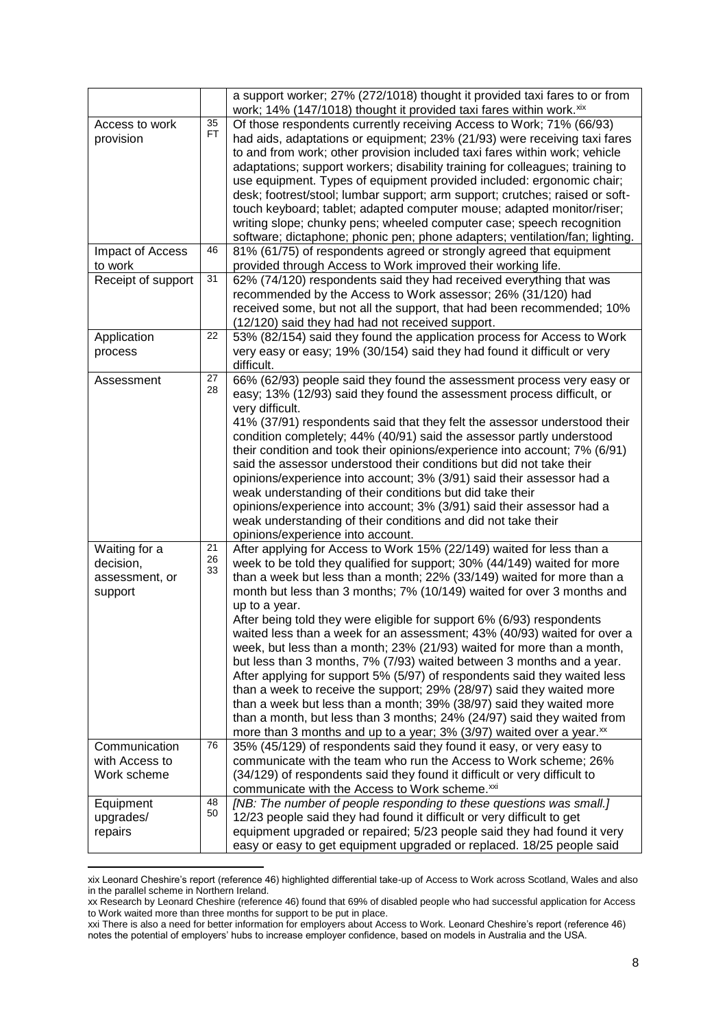| | | |
|---|---|---|
| | | a support worker; 27% (272/1018) thought it provided taxi fares to or from work; 14% (147/1018) thought it provided taxi fares within work.[xix] |
| Access to work provision | 35 FT | Of those respondents currently receiving Access to Work; 71% (66/93) had aids, adaptations or equipment; 23% (21/93) were receiving taxi fares to and from work; other provision included taxi fares within work; vehicle adaptations; support workers; disability training for colleagues; training to use equipment. Types of equipment provided included: ergonomic chair; desk; footrest/stool; lumbar support; arm support; crutches; raised or soft-touch keyboard; tablet; adapted computer mouse; adapted monitor/riser; writing slope; chunky pens; wheeled computer case; speech recognition software; dictaphone; phonic pen; phone adapters; ventilation/fan; lighting. |
| Impact of Access to work | 46 | 81% (61/75) of respondents agreed or strongly agreed that equipment provided through Access to Work improved their working life. |
| Receipt of support | 31 | 62% (74/120) respondents said they had received everything that was recommended by the Access to Work assessor; 26% (31/120) had received some, but not all the support, that had been recommended; 10% (12/120) said they had had not received support. |
| Application process | 22 | 53% (82/154) said they found the application process for Access to Work very easy or easy; 19% (30/154) said they had found it difficult or very difficult. |
| Assessment | 27 28 | 66% (62/93) people said they found the assessment process very easy or easy; 13% (12/93) said they found the assessment process difficult, or very difficult.<br>41% (37/91) respondents said that they felt the assessor understood their condition completely; 44% (40/91) said the assessor partly understood their condition and took their opinions/experience into account; 7% (6/91) said the assessor understood their conditions but did not take their opinions/experience into account; 3% (3/91) said their assessor had a weak understanding of their conditions but did take their opinions/experience into account; 3% (3/91) said their assessor had a weak understanding of their conditions and did not take their opinions/experience into account. |
| Waiting for a decision, assessment, or support | 21 26 33 | After applying for Access to Work 15% (22/149) waited for less than a week to be told they qualified for support; 30% (44/149) waited for more than a week but less than a month; 22% (33/149) waited for more than a month but less than 3 months; 7% (10/149) waited for over 3 months and up to a year.<br>After being told they were eligible for support 6% (6/93) respondents waited less than a week for an assessment; 43% (40/93) waited for over a week, but less than a month; 23% (21/93) waited for more than a month, but less than 3 months, 7% (7/93) waited between 3 months and a year.<br>After applying for support 5% (5/97) of respondents said they waited less than a week to receive the support; 29% (28/97) said they waited more than a week but less than a month; 39% (38/97) said they waited more than a month, but less than 3 months; 24% (24/97) said they waited from more than 3 months and up to a year; 3% (3/97) waited over a year.[xx] |
| Communication with Access to Work scheme | 76 | 35% (45/129) of respondents said they found it easy, or very easy to communicate with the team who run the Access to Work scheme; 26% (34/129) of respondents said they found it difficult or very difficult to communicate with the Access to Work scheme.[xxi] |
| Equipment upgrades/ repairs | 48 50 | *[NB: The number of people responding to these questions was small.]*<br>12/23 people said they had found it difficult or very difficult to get equipment upgraded or repaired; 5/23 people said they had found it very easy or easy to get equipment upgraded or replaced. 18/25 people said |

xix Leonard Cheshire's report (reference 46) highlighted differential take-up of Access to Work across Scotland, Wales and also in the parallel scheme in Northern Ireland.

xx Research by Leonard Cheshire (reference 46) found that 69% of disabled people who had successful application for Access to Work waited more than three months for support to be put in place.

xxi There is also a need for better information for employers about Access to Work. Leonard Cheshire's report (reference 46) notes the potential of employers' hubs to increase employer confidence, based on models in Australia and the USA.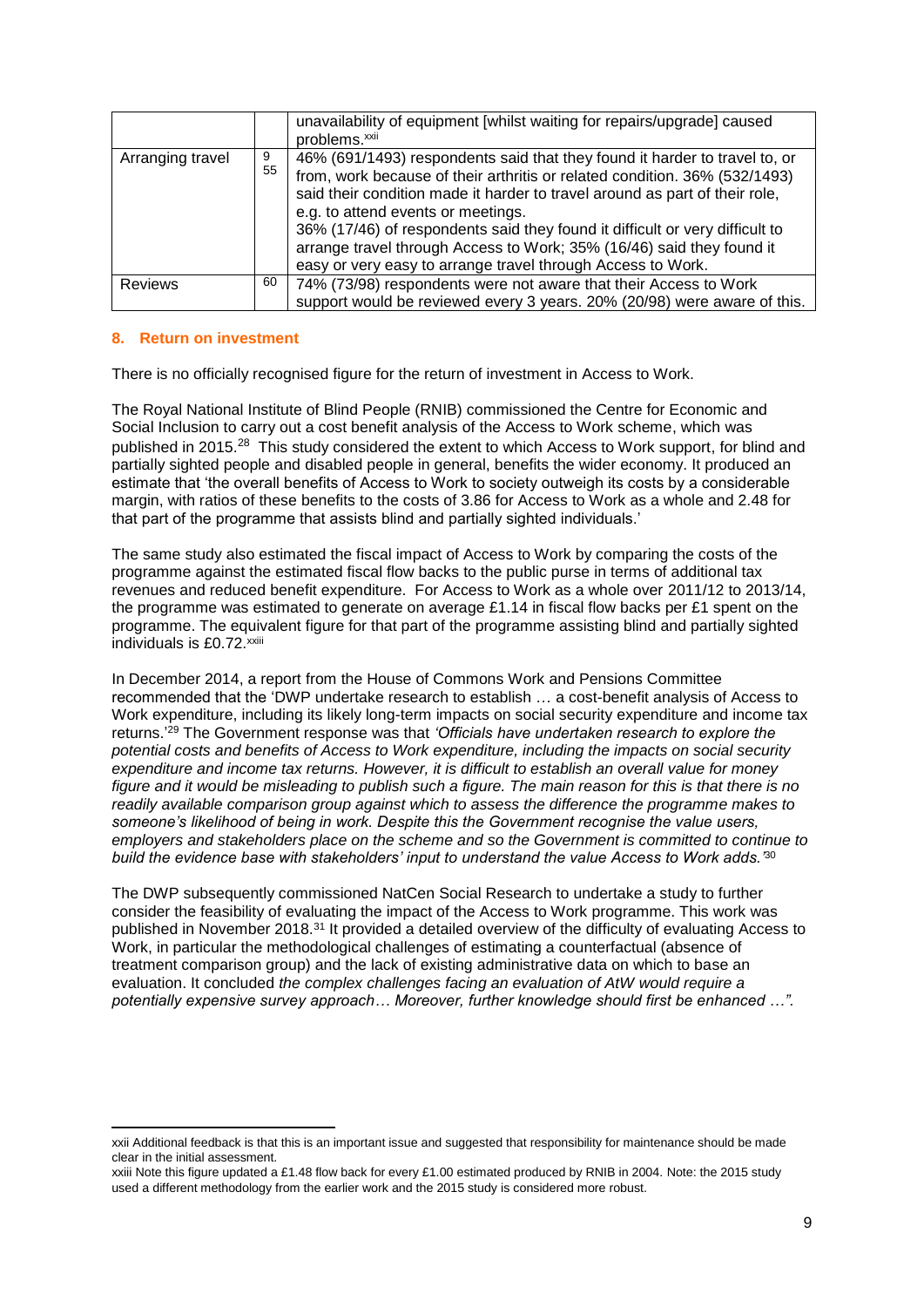| | | |
|---|---|---|
| | | unavailability of equipment [whilst waiting for repairs/upgrade] caused problems.[xxii] |
| Arranging travel | 9 55 | 46% (691/1493) respondents said that they found it harder to travel to, or from, work because of their arthritis or related condition. 36% (532/1493) said their condition made it harder to travel around as part of their role, e.g. to attend events or meetings. 36% (17/46) of respondents said they found it difficult or very difficult to arrange travel through Access to Work; 35% (16/46) said they found it easy or very easy to arrange travel through Access to Work. |
| Reviews | 60 | 74% (73/98) respondents were not aware that their Access to Work support would be reviewed every 3 years. 20% (20/98) were aware of this. |

## 8. Return on investment

There is no officially recognised figure for the return of investment in Access to Work.

The Royal National Institute of Blind People (RNIB) commissioned the Centre for Economic and Social Inclusion to carry out a cost benefit analysis of the Access to Work scheme, which was published in 2015.[28] This study considered the extent to which Access to Work support, for blind and partially sighted people and disabled people in general, benefits the wider economy. It produced an estimate that 'the overall benefits of Access to Work to society outweigh its costs by a considerable margin, with ratios of these benefits to the costs of 3.86 for Access to Work as a whole and 2.48 for that part of the programme that assists blind and partially sighted individuals.'

The same study also estimated the fiscal impact of Access to Work by comparing the costs of the programme against the estimated fiscal flow backs to the public purse in terms of additional tax revenues and reduced benefit expenditure. For Access to Work as a whole over 2011/12 to 2013/14, the programme was estimated to generate on average £1.14 in fiscal flow backs per £1 spent on the programme. The equivalent figure for that part of the programme assisting blind and partially sighted individuals is £0.72.[xxiii]

In December 2014, a report from the House of Commons Work and Pensions Committee recommended that the 'DWP undertake research to establish … a cost-benefit analysis of Access to Work expenditure, including its likely long-term impacts on social security expenditure and income tax returns.'[29] The Government response was that *'Officials have undertaken research to explore the potential costs and benefits of Access to Work expenditure, including the impacts on social security expenditure and income tax returns. However, it is difficult to establish an overall value for money figure and it would be misleading to publish such a figure. The main reason for this is that there is no readily available comparison group against which to assess the difference the programme makes to someone's likelihood of being in work. Despite this the Government recognise the value users, employers and stakeholders place on the scheme and so the Government is committed to continue to build the evidence base with stakeholders' input to understand the value Access to Work adds.'*[30]

The DWP subsequently commissioned NatCen Social Research to undertake a study to further consider the feasibility of evaluating the impact of the Access to Work programme. This work was published in November 2018.[31] It provided a detailed overview of the difficulty of evaluating Access to Work, in particular the methodological challenges of estimating a counterfactual (absence of treatment comparison group) and the lack of existing administrative data on which to base an evaluation. It concluded *the complex challenges facing an evaluation of AtW would require a potentially expensive survey approach… Moreover, further knowledge should first be enhanced …"*.

---

xxii Additional feedback is that this is an important issue and suggested that responsibility for maintenance should be made clear in the initial assessment.

xxiii Note this figure updated a £1.48 flow back for every £1.00 estimated produced by RNIB in 2004. Note: the 2015 study used a different methodology from the earlier work and the 2015 study is considered more robust.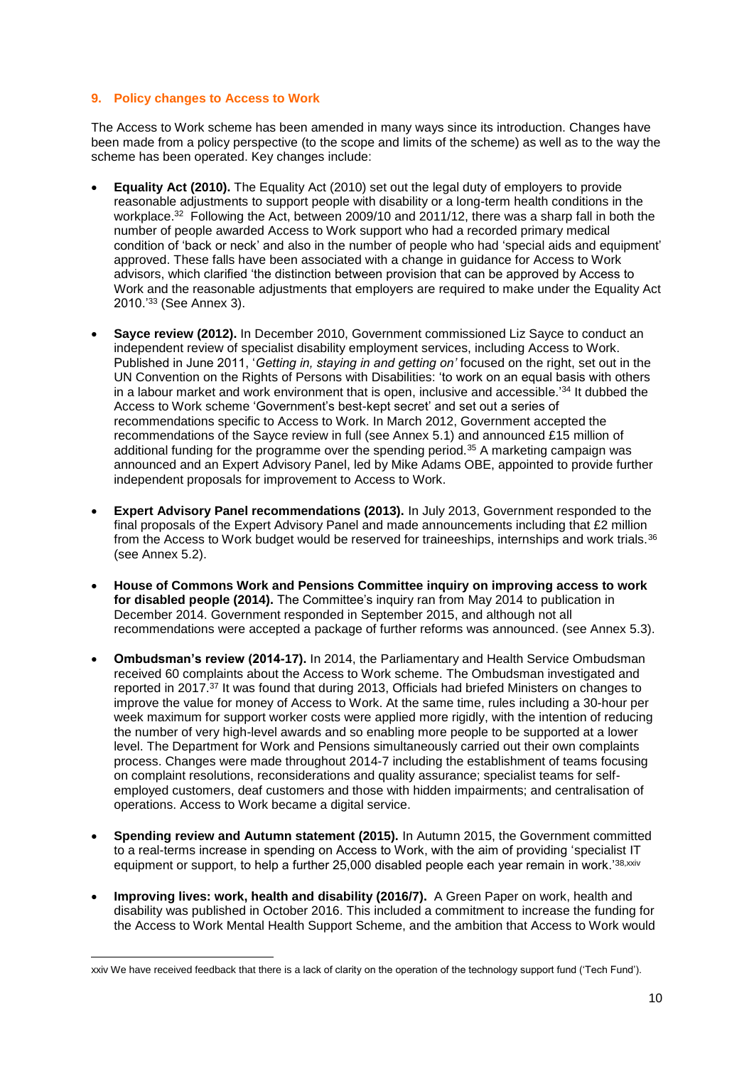## 9. Policy changes to Access to Work

The Access to Work scheme has been amended in many ways since its introduction. Changes have been made from a policy perspective (to the scope and limits of the scheme) as well as to the way the scheme has been operated. Key changes include:

- **Equality Act (2010).** The Equality Act (2010) set out the legal duty of employers to provide reasonable adjustments to support people with disability or a long-term health conditions in the workplace.[32] Following the Act, between 2009/10 and 2011/12, there was a sharp fall in both the number of people awarded Access to Work support who had a recorded primary medical condition of 'back or neck' and also in the number of people who had 'special aids and equipment' approved. These falls have been associated with a change in guidance for Access to Work advisors, which clarified 'the distinction between provision that can be approved by Access to Work and the reasonable adjustments that employers are required to make under the Equality Act 2010.'[33] (See Annex 3).

- **Sayce review (2012).** In December 2010, Government commissioned Liz Sayce to conduct an independent review of specialist disability employment services, including Access to Work. Published in June 2011, '*Getting in, staying in and getting on'* focused on the right, set out in the UN Convention on the Rights of Persons with Disabilities: 'to work on an equal basis with others in a labour market and work environment that is open, inclusive and accessible.'[34] It dubbed the Access to Work scheme 'Government's best-kept secret' and set out a series of recommendations specific to Access to Work. In March 2012, Government accepted the recommendations of the Sayce review in full (see Annex 5.1) and announced £15 million of additional funding for the programme over the spending period.[35] A marketing campaign was announced and an Expert Advisory Panel, led by Mike Adams OBE, appointed to provide further independent proposals for improvement to Access to Work.

- **Expert Advisory Panel recommendations (2013).** In July 2013, Government responded to the final proposals of the Expert Advisory Panel and made announcements including that £2 million from the Access to Work budget would be reserved for traineeships, internships and work trials.[36] (see Annex 5.2).

- **House of Commons Work and Pensions Committee inquiry on improving access to work for disabled people (2014).** The Committee's inquiry ran from May 2014 to publication in December 2014. Government responded in September 2015, and although not all recommendations were accepted a package of further reforms was announced. (see Annex 5.3).

- **Ombudsman's review (2014-17).** In 2014, the Parliamentary and Health Service Ombudsman received 60 complaints about the Access to Work scheme. The Ombudsman investigated and reported in 2017.[37] It was found that during 2013, Officials had briefed Ministers on changes to improve the value for money of Access to Work. At the same time, rules including a 30-hour per week maximum for support worker costs were applied more rigidly, with the intention of reducing the number of very high-level awards and so enabling more people to be supported at a lower level. The Department for Work and Pensions simultaneously carried out their own complaints process. Changes were made throughout 2014-7 including the establishment of teams focusing on complaint resolutions, reconsiderations and quality assurance; specialist teams for self-employed customers, deaf customers and those with hidden impairments; and centralisation of operations. Access to Work became a digital service.

- **Spending review and Autumn statement (2015).** In Autumn 2015, the Government committed to a real-terms increase in spending on Access to Work, with the aim of providing 'specialist IT equipment or support, to help a further 25,000 disabled people each year remain in work.'[38,xxiv]

- **Improving lives: work, health and disability (2016/7).** A Green Paper on work, health and disability was published in October 2016. This included a commitment to increase the funding for the Access to Work Mental Health Support Scheme, and the ambition that Access to Work would

---

xxiv We have received feedback that there is a lack of clarity on the operation of the technology support fund ('Tech Fund').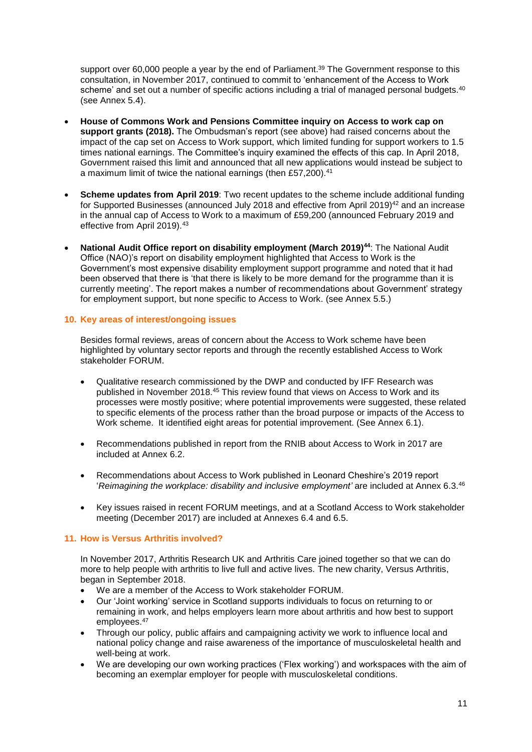support over 60,000 people a year by the end of Parliament.[39] The Government response to this consultation, in November 2017, continued to commit to 'enhancement of the Access to Work scheme' and set out a number of specific actions including a trial of managed personal budgets.[40] (see Annex 5.4).

- **House of Commons Work and Pensions Committee inquiry on Access to work cap on support grants (2018).** The Ombudsman's report (see above) had raised concerns about the impact of the cap set on Access to Work support, which limited funding for support workers to 1.5 times national earnings. The Committee's inquiry examined the effects of this cap. In April 2018, Government raised this limit and announced that all new applications would instead be subject to a maximum limit of twice the national earnings (then £57,200).[41]

- **Scheme updates from April 2019**: Two recent updates to the scheme include additional funding for Supported Businesses (announced July 2018 and effective from April 2019)[42] and an increase in the annual cap of Access to Work to a maximum of £59,200 (announced February 2019 and effective from April 2019).[43]

- **National Audit Office report on disability employment (March 2019)[44]**: The National Audit Office (NAO)'s report on disability employment highlighted that Access to Work is the Government's most expensive disability employment support programme and noted that it had been observed that there is 'that there is likely to be more demand for the programme than it is currently meeting'. The report makes a number of recommendations about Government' strategy for employment support, but none specific to Access to Work. (see Annex 5.5.)

## 10. Key areas of interest/ongoing issues

Besides formal reviews, areas of concern about the Access to Work scheme have been highlighted by voluntary sector reports and through the recently established Access to Work stakeholder FORUM.

- Qualitative research commissioned by the DWP and conducted by IFF Research was published in November 2018.[45] This review found that views on Access to Work and its processes were mostly positive; where potential improvements were suggested, these related to specific elements of the process rather than the broad purpose or impacts of the Access to Work scheme. It identified eight areas for potential improvement. (See Annex 6.1).

- Recommendations published in report from the RNIB about Access to Work in 2017 are included at Annex 6.2.

- Recommendations about Access to Work published in Leonard Cheshire's 2019 report '*Reimagining the workplace: disability and inclusive employment'* are included at Annex 6.3.[46]

- Key issues raised in recent FORUM meetings, and at a Scotland Access to Work stakeholder meeting (December 2017) are included at Annexes 6.4 and 6.5.

## 11. How is Versus Arthritis involved?

In November 2017, Arthritis Research UK and Arthritis Care joined together so that we can do more to help people with arthritis to live full and active lives. The new charity, Versus Arthritis, began in September 2018.

- We are a member of the Access to Work stakeholder FORUM.
- Our 'Joint working' service in Scotland supports individuals to focus on returning to or remaining in work, and helps employers learn more about arthritis and how best to support employees.[47]
- Through our policy, public affairs and campaigning activity we work to influence local and national policy change and raise awareness of the importance of musculoskeletal health and well-being at work.
- We are developing our own working practices ('Flex working') and workspaces with the aim of becoming an exemplar employer for people with musculoskeletal conditions.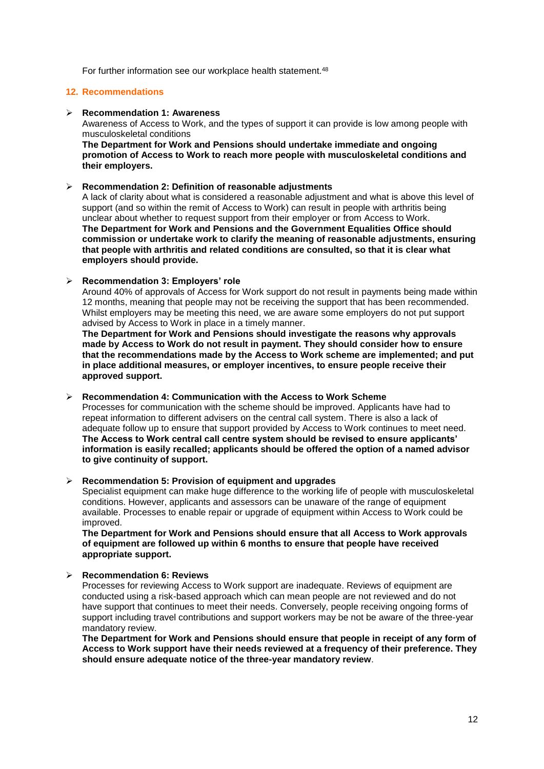For further information see our workplace health statement.[48]

## 12. Recommendations

- **Recommendation 1: Awareness**

  Awareness of Access to Work, and the types of support it can provide is low among people with musculoskeletal conditions

  **The Department for Work and Pensions should undertake immediate and ongoing promotion of Access to Work to reach more people with musculoskeletal conditions and their employers.**

- **Recommendation 2: Definition of reasonable adjustments**

  A lack of clarity about what is considered a reasonable adjustment and what is above this level of support (and so within the remit of Access to Work) can result in people with arthritis being unclear about whether to request support from their employer or from Access to Work.

  **The Department for Work and Pensions and the Government Equalities Office should commission or undertake work to clarify the meaning of reasonable adjustments, ensuring that people with arthritis and related conditions are consulted, so that it is clear what employers should provide.**

- **Recommendation 3: Employers' role**

  Around 40% of approvals of Access for Work support do not result in payments being made within 12 months, meaning that people may not be receiving the support that has been recommended. Whilst employers may be meeting this need, we are aware some employers do not put support advised by Access to Work in place in a timely manner.

  **The Department for Work and Pensions should investigate the reasons why approvals made by Access to Work do not result in payment. They should consider how to ensure that the recommendations made by the Access to Work scheme are implemented; and put in place additional measures, or employer incentives, to ensure people receive their approved support.**

- **Recommendation 4: Communication with the Access to Work Scheme**

  Processes for communication with the scheme should be improved. Applicants have had to repeat information to different advisers on the central call system. There is also a lack of adequate follow up to ensure that support provided by Access to Work continues to meet need.

  **The Access to Work central call centre system should be revised to ensure applicants' information is easily recalled; applicants should be offered the option of a named advisor to give continuity of support.**

- **Recommendation 5: Provision of equipment and upgrades**

  Specialist equipment can make huge difference to the working life of people with musculoskeletal conditions. However, applicants and assessors can be unaware of the range of equipment available. Processes to enable repair or upgrade of equipment within Access to Work could be improved.

  **The Department for Work and Pensions should ensure that all Access to Work approvals of equipment are followed up within 6 months to ensure that people have received appropriate support.**

- **Recommendation 6: Reviews**

  Processes for reviewing Access to Work support are inadequate. Reviews of equipment are conducted using a risk-based approach which can mean people are not reviewed and do not have support that continues to meet their needs. Conversely, people receiving ongoing forms of support including travel contributions and support workers may be not be aware of the three-year mandatory review.

  **The Department for Work and Pensions should ensure that people in receipt of any form of Access to Work support have their needs reviewed at a frequency of their preference. They should ensure adequate notice of the three-year mandatory review**.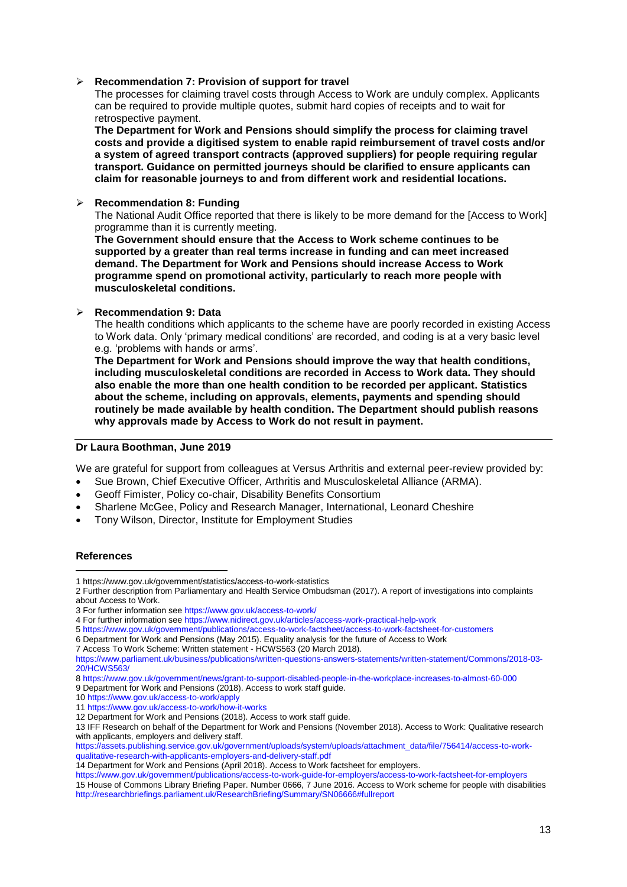- **Recommendation 7: Provision of support for travel**

  The processes for claiming travel costs through Access to Work are unduly complex. Applicants can be required to provide multiple quotes, submit hard copies of receipts and to wait for retrospective payment.

  **The Department for Work and Pensions should simplify the process for claiming travel costs and provide a digitised system to enable rapid reimbursement of travel costs and/or a system of agreed transport contracts (approved suppliers) for people requiring regular transport. Guidance on permitted journeys should be clarified to ensure applicants can claim for reasonable journeys to and from different work and residential locations.**

- **Recommendation 8: Funding**

  The National Audit Office reported that there is likely to be more demand for the [Access to Work] programme than it is currently meeting.

  **The Government should ensure that the Access to Work scheme continues to be supported by a greater than real terms increase in funding and can meet increased demand. The Department for Work and Pensions should increase Access to Work programme spend on promotional activity, particularly to reach more people with musculoskeletal conditions.**

- **Recommendation 9: Data**

  The health conditions which applicants to the scheme have are poorly recorded in existing Access to Work data. Only 'primary medical conditions' are recorded, and coding is at a very basic level e.g. 'problems with hands or arms'.

  **The Department for Work and Pensions should improve the way that health conditions, including musculoskeletal conditions are recorded in Access to Work data. They should also enable the more than one health condition to be recorded per applicant. Statistics about the scheme, including on approvals, elements, payments and spending should routinely be made available by health condition. The Department should publish reasons why approvals made by Access to Work do not result in payment.**

---

**Dr Laura Boothman, June 2019**

We are grateful for support from colleagues at Versus Arthritis and external peer-review provided by:

- Sue Brown, Chief Executive Officer, Arthritis and Musculoskeletal Alliance (ARMA).
- Geoff Fimister, Policy co-chair, Disability Benefits Consortium
- Sharlene McGee, Policy and Research Manager, International, Leonard Cheshire
- Tony Wilson, Director, Institute for Employment Studies

## References

1 https://www.gov.uk/government/statistics/access-to-work-statistics

2 Further description from Parliamentary and Health Service Ombudsman (2017). A report of investigations into complaints about Access to Work.

3 For further information see https://www.gov.uk/access-to-work/

4 For further information see https://www.nidirect.gov.uk/articles/access-work-practical-help-work

5 https://www.gov.uk/government/publications/access-to-work-factsheet/access-to-work-factsheet-for-customers

6 Department for Work and Pensions (May 2015). Equality analysis for the future of Access to Work

7 Access To Work Scheme: Written statement - HCWS563 (20 March 2018).
https://www.parliament.uk/business/publications/written-questions-answers-statements/written-statement/Commons/2018-03-20/HCWS563/

8 https://www.gov.uk/government/news/grant-to-support-disabled-people-in-the-workplace-increases-to-almost-60-000

9 Department for Work and Pensions (2018). Access to work staff guide.

10 https://www.gov.uk/access-to-work/apply

11 https://www.gov.uk/access-to-work/how-it-works

12 Department for Work and Pensions (2018). Access to work staff guide.

13 IFF Research on behalf of the Department for Work and Pensions (November 2018). Access to Work: Qualitative research with applicants, employers and delivery staff.
https://assets.publishing.service.gov.uk/government/uploads/system/uploads/attachment_data/file/756414/access-to-work-qualitative-research-with-applicants-employers-and-delivery-staff.pdf

14 Department for Work and Pensions (April 2018). Access to Work factsheet for employers.
https://www.gov.uk/government/publications/access-to-work-guide-for-employers/access-to-work-factsheet-for-employers

15 House of Commons Library Briefing Paper. Number 0666, 7 June 2016. Access to Work scheme for people with disabilities
http://researchbriefings.parliament.uk/ResearchBriefing/Summary/SN06666#fullreport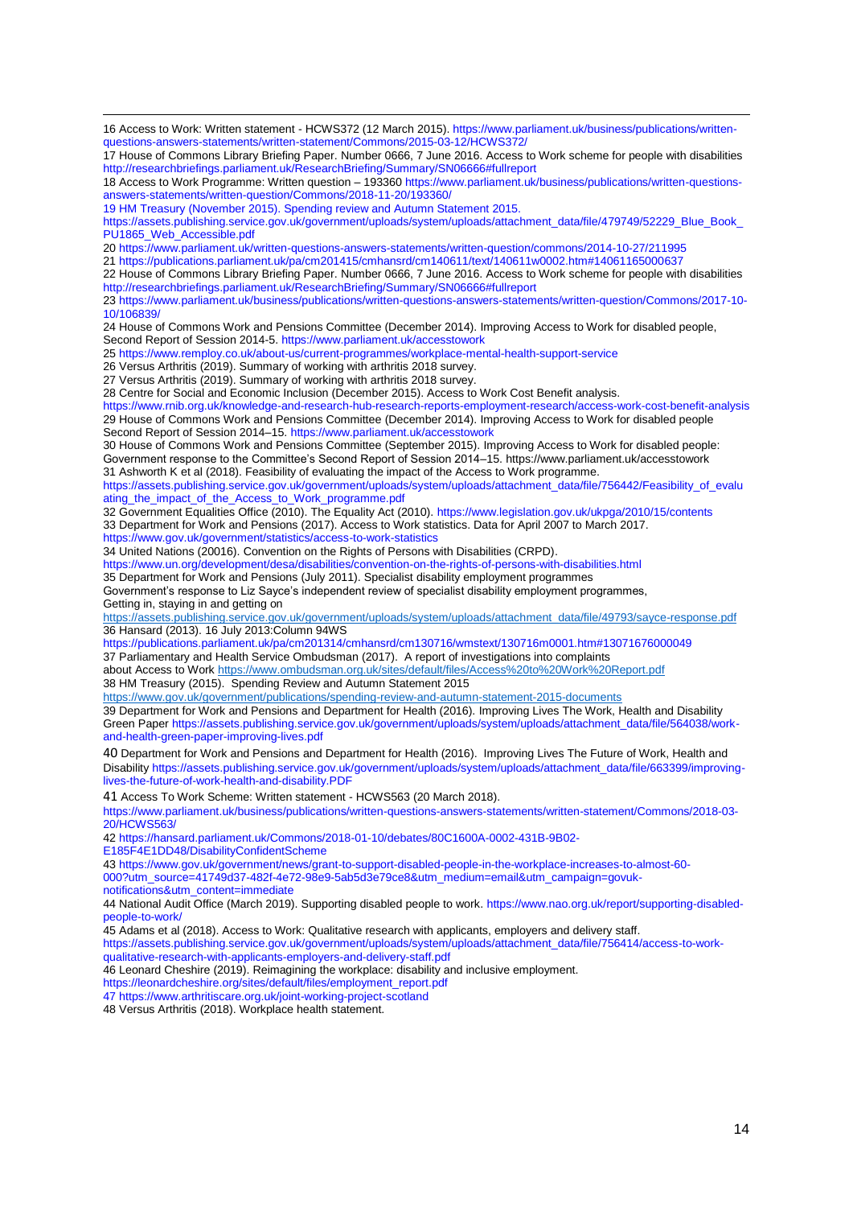16 Access to Work: Written statement - HCWS372 (12 March 2015). https://www.parliament.uk/business/publications/written-questions-answers-statements/written-statement/Commons/2015-03-12/HCWS372/

17 House of Commons Library Briefing Paper. Number 0666, 7 June 2016. Access to Work scheme for people with disabilities http://researchbriefings.parliament.uk/ResearchBriefing/Summary/SN06666#fullreport

18 Access to Work Programme: Written question – 193360 https://www.parliament.uk/business/publications/written-questions-answers-statements/written-question/Commons/2018-11-20/193360/

19 HM Treasury (November 2015). Spending review and Autumn Statement 2015. https://assets.publishing.service.gov.uk/government/uploads/system/uploads/attachment_data/file/479749/52229_Blue_Book_PU1865_Web_Accessible.pdf

20 https://www.parliament.uk/written-questions-answers-statements/written-question/commons/2014-10-27/211995

21 https://publications.parliament.uk/pa/cm201415/cmhansrd/cm140611/text/140611w0002.htm#14061165000637

22 House of Commons Library Briefing Paper. Number 0666, 7 June 2016. Access to Work scheme for people with disabilities http://researchbriefings.parliament.uk/ResearchBriefing/Summary/SN06666#fullreport

23 https://www.parliament.uk/business/publications/written-questions-answers-statements/written-question/Commons/2017-10-10/106839/

24 House of Commons Work and Pensions Committee (December 2014). Improving Access to Work for disabled people, Second Report of Session 2014-5. https://www.parliament.uk/accesstowork

25 https://www.remploy.co.uk/about-us/current-programmes/workplace-mental-health-support-service

26 Versus Arthritis (2019). Summary of working with arthritis 2018 survey.

27 Versus Arthritis (2019). Summary of working with arthritis 2018 survey.

28 Centre for Social and Economic Inclusion (December 2015). Access to Work Cost Benefit analysis. https://www.rnib.org.uk/knowledge-and-research-hub-research-reports-employment-research/access-work-cost-benefit-analysis

29 House of Commons Work and Pensions Committee (December 2014). Improving Access to Work for disabled people Second Report of Session 2014–15. https://www.parliament.uk/accesstowork

30 House of Commons Work and Pensions Committee (September 2015). Improving Access to Work for disabled people: Government response to the Committee's Second Report of Session 2014–15. https://www.parliament.uk/accesstowork

31 Ashworth K et al (2018). Feasibility of evaluating the impact of the Access to Work programme. https://assets.publishing.service.gov.uk/government/uploads/system/uploads/attachment_data/file/756442/Feasibility_of_evaluating_the_impact_of_the_Access_to_Work_programme.pdf

32 Government Equalities Office (2010). The Equality Act (2010). https://www.legislation.gov.uk/ukpga/2010/15/contents

33 Department for Work and Pensions (2017). Access to Work statistics. Data for April 2007 to March 2017. https://www.gov.uk/government/statistics/access-to-work-statistics

34 United Nations (20016). Convention on the Rights of Persons with Disabilities (CRPD). https://www.un.org/development/desa/disabilities/convention-on-the-rights-of-persons-with-disabilities.html

35 Department for Work and Pensions (July 2011). Specialist disability employment programmes Government's response to Liz Sayce's independent review of specialist disability employment programmes, Getting in, staying in and getting on https://assets.publishing.service.gov.uk/government/uploads/system/uploads/attachment_data/file/49793/sayce-response.pdf

36 Hansard (2013). 16 July 2013:Column 94WS https://publications.parliament.uk/pa/cm201314/cmhansrd/cm130716/wmstext/130716m0001.htm#13071676000049

37 Parliamentary and Health Service Ombudsman (2017). A report of investigations into complaints about Access to Work https://www.ombudsman.org.uk/sites/default/files/Access%20to%20Work%20Report.pdf

38 HM Treasury (2015). Spending Review and Autumn Statement 2015 https://www.gov.uk/government/publications/spending-review-and-autumn-statement-2015-documents

39 Department for Work and Pensions and Department for Health (2016). Improving Lives The Work, Health and Disability Green Paper https://assets.publishing.service.gov.uk/government/uploads/system/uploads/attachment_data/file/564038/work-and-health-green-paper-improving-lives.pdf

40 Department for Work and Pensions and Department for Health (2016). Improving Lives The Future of Work, Health and Disability https://assets.publishing.service.gov.uk/government/uploads/system/uploads/attachment_data/file/663399/improving-lives-the-future-of-work-health-and-disability.PDF

41 Access To Work Scheme: Written statement - HCWS563 (20 March 2018). https://www.parliament.uk/business/publications/written-questions-answers-statements/written-statement/Commons/2018-03-20/HCWS563/

42 https://hansard.parliament.uk/Commons/2018-01-10/debates/80C1600A-0002-431B-9B02-E185F4E1DD48/DisabilityConfidentScheme

43 https://www.gov.uk/government/news/grant-to-support-disabled-people-in-the-workplace-increases-to-almost-60-000?utm_source=41749d37-482f-4e72-98e9-5ab5d3e79ce8&utm_medium=email&utm_campaign=govuk-notifications&utm_content=immediate

44 National Audit Office (March 2019). Supporting disabled people to work. https://www.nao.org.uk/report/supporting-disabled-people-to-work/

45 Adams et al (2018). Access to Work: Qualitative research with applicants, employers and delivery staff. https://assets.publishing.service.gov.uk/government/uploads/system/uploads/attachment_data/file/756414/access-to-work-qualitative-research-with-applicants-employers-and-delivery-staff.pdf

46 Leonard Cheshire (2019). Reimagining the workplace: disability and inclusive employment. https://leonardcheshire.org/sites/default/files/employment_report.pdf

47 https://www.arthritiscare.org.uk/joint-working-project-scotland

48 Versus Arthritis (2018). Workplace health statement.